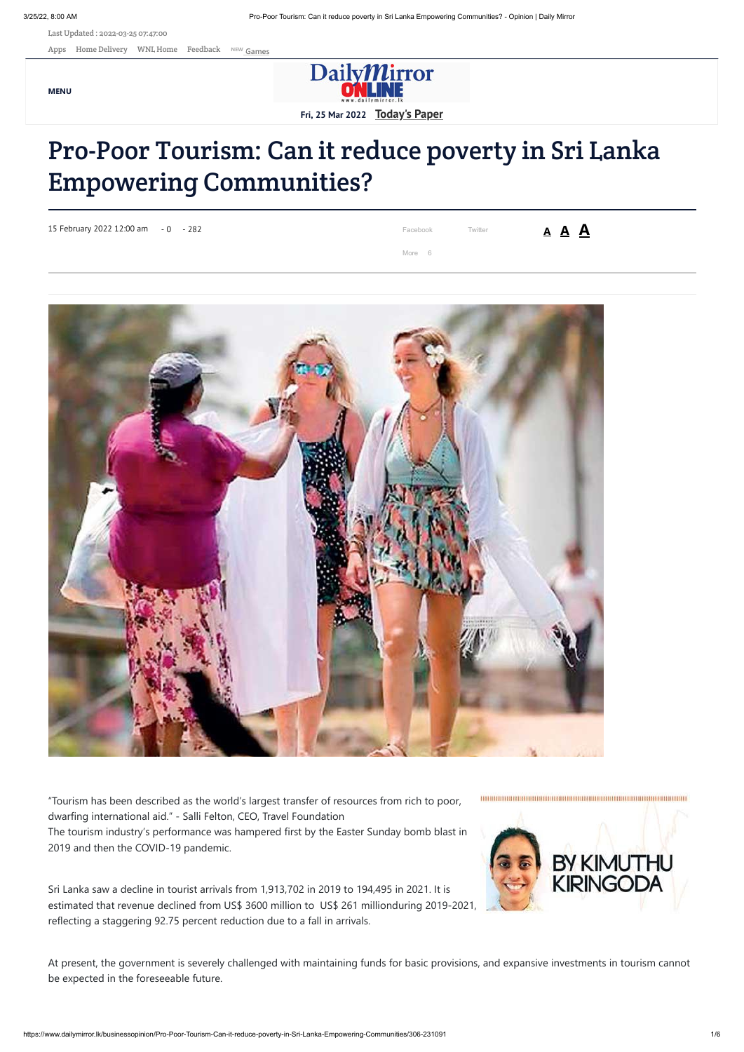# Pro-Poor Tourism: Can it reduce poverty in Sri Lanka Empowering Communities?

15 February 2022 12:00 am - 0 - 282

BY KIMUTHU KIRINGODA

"Tourism has been described as the world's largest transfer of resources from rich to poor, dwarfing international aid." - Salli Felton, CEO, Travel Foundation

The tourism industry's performance was hampered first by the Easter Sunday bomb blast in 2019 and then the COVID-19 pandemic.

Sri Lanka saw a decline in tourist arrivals from 1,913,702 in 2019 to 194,495 in 2021. It is estimated that revenue declined from US$ 3600 million to US$ 261 millionduring 2019-2021, reflecting a staggering 92.75 percent reduction due to a fall in arrivals.

At present, the government is severely challenged with maintaining funds for basic provisions, and expansive investments in tourism cannot be expected in the foreseeable future.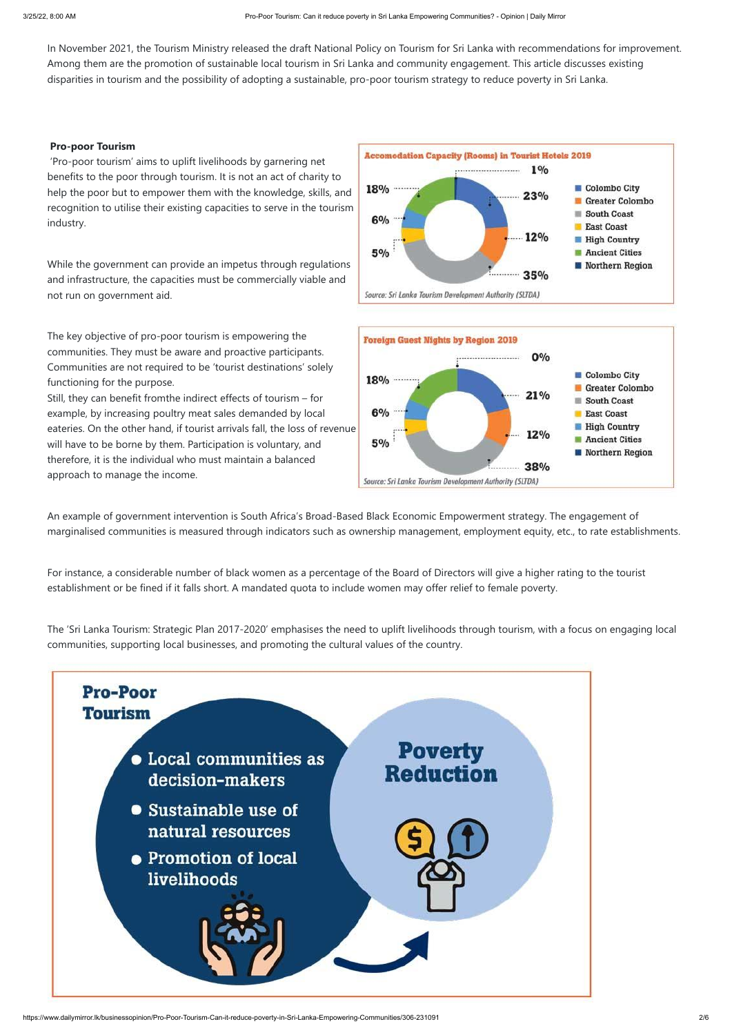In November 2021, the Tourism Ministry released the draft National Policy on Tourism for Sri Lanka with recommendations for improvement. Among them are the promotion of sustainable local tourism in Sri Lanka and community engagement. This article discusses existing disparities in tourism and the possibility of adopting a sustainable, pro-poor tourism strategy to reduce poverty in Sri Lanka.

**Pro-poor Tourism**

'Pro-poor tourism' aims to uplift livelihoods by garnering net benefits to the poor through tourism. It is not an act of charity to help the poor but to empower them with the knowledge, skills, and recognition to utilise their existing capacities to serve in the tourism industry.

While the government can provide an impetus through regulations and infrastructure, the capacities must be commercially viable and not run on government aid.

The key objective of pro-poor tourism is empowering the communities. They must be aware and proactive participants. Communities are not required to be 'tourist destinations' solely functioning for the purpose.
Still, they can benefit fromthe indirect effects of tourism – for example, by increasing poultry meat sales demanded by local eateries. On the other hand, if tourist arrivals fall, the loss of revenue will have to be borne by them. Participation is voluntary, and therefore, it is the individual who must maintain a balanced approach to manage the income.

**Accomodation Capacity (Rooms) in Tourist Hotels 2019**

| Region | Share |
|---|---|
| Colombo City | 23% |
| Greater Colombo | 12% |
| South Coast | 35% |
| East Coast | 5% |
| High Country | 6% |
| Ancient Cities | 18% |
| Northern Region | 1% |

Source: Sri Lanka Tourism Development Authority (SLTDA)

**Foreign Guest Nights by Region 2019**

| Region | Share |
|---|---|
| Colombo City | 21% |
| Greater Colombo | 12% |
| South Coast | 38% |
| East Coast | 5% |
| High Country | 6% |
| Ancient Cities | 18% |
| Northern Region | 0% |

Source: Sri Lanka Tourism Development Authority (SLTDA)

An example of government intervention is South Africa's Broad-Based Black Economic Empowerment strategy. The engagement of marginalised communities is measured through indicators such as ownership management, employment equity, etc., to rate establishments.

For instance, a considerable number of black women as a percentage of the Board of Directors will give a higher rating to the tourist establishment or be fined if it falls short. A mandated quota to include women may offer relief to female poverty.

The 'Sri Lanka Tourism: Strategic Plan 2017-2020' emphasises the need to uplift livelihoods through tourism, with a focus on engaging local communities, supporting local businesses, and promoting the cultural values of the country.

**Pro-Poor Tourism**

- Local communities as decision-makers
- Sustainable use of natural resources
- Promotion of local livelihoods

**Poverty Reduction**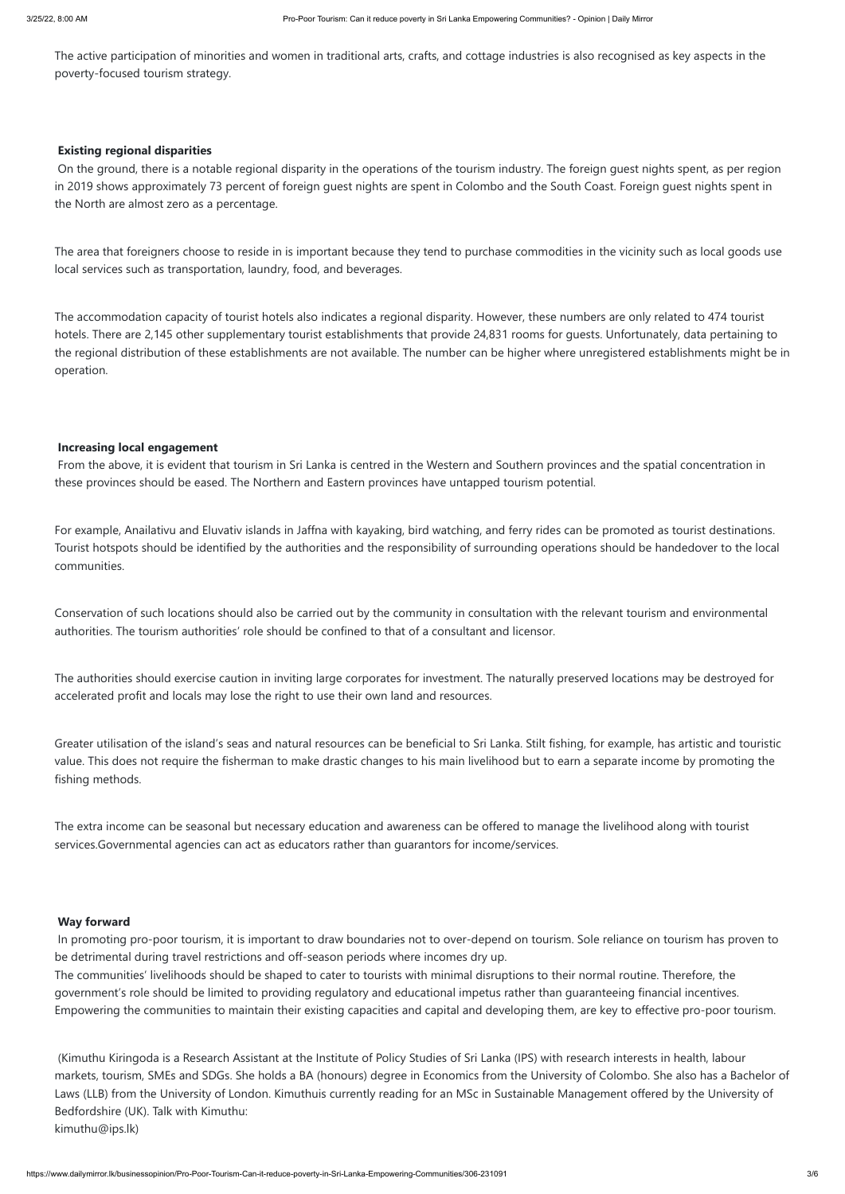The active participation of minorities and women in traditional arts, crafts, and cottage industries is also recognised as key aspects in the poverty-focused tourism strategy.

**Existing regional disparities**

On the ground, there is a notable regional disparity in the operations of the tourism industry. The foreign guest nights spent, as per region in 2019 shows approximately 73 percent of foreign guest nights are spent in Colombo and the South Coast. Foreign guest nights spent in the North are almost zero as a percentage.

The area that foreigners choose to reside in is important because they tend to purchase commodities in the vicinity such as local goods use local services such as transportation, laundry, food, and beverages.

The accommodation capacity of tourist hotels also indicates a regional disparity. However, these numbers are only related to 474 tourist hotels. There are 2,145 other supplementary tourist establishments that provide 24,831 rooms for guests. Unfortunately, data pertaining to the regional distribution of these establishments are not available. The number can be higher where unregistered establishments might be in operation.

**Increasing local engagement**

From the above, it is evident that tourism in Sri Lanka is centred in the Western and Southern provinces and the spatial concentration in these provinces should be eased. The Northern and Eastern provinces have untapped tourism potential.

For example, Anailativu and Eluvativ islands in Jaffna with kayaking, bird watching, and ferry rides can be promoted as tourist destinations. Tourist hotspots should be identified by the authorities and the responsibility of surrounding operations should be handedover to the local communities.

Conservation of such locations should also be carried out by the community in consultation with the relevant tourism and environmental authorities. The tourism authorities' role should be confined to that of a consultant and licensor.

The authorities should exercise caution in inviting large corporates for investment. The naturally preserved locations may be destroyed for accelerated profit and locals may lose the right to use their own land and resources.

Greater utilisation of the island's seas and natural resources can be beneficial to Sri Lanka. Stilt fishing, for example, has artistic and touristic value. This does not require the fisherman to make drastic changes to his main livelihood but to earn a separate income by promoting the fishing methods.

The extra income can be seasonal but necessary education and awareness can be offered to manage the livelihood along with tourist services.Governmental agencies can act as educators rather than guarantors for income/services.

**Way forward**

In promoting pro-poor tourism, it is important to draw boundaries not to over-depend on tourism. Sole reliance on tourism has proven to be detrimental during travel restrictions and off-season periods where incomes dry up.
The communities' livelihoods should be shaped to cater to tourists with minimal disruptions to their normal routine. Therefore, the government's role should be limited to providing regulatory and educational impetus rather than guaranteeing financial incentives. Empowering the communities to maintain their existing capacities and capital and developing them, are key to effective pro-poor tourism.

(Kimuthu Kiringoda is a Research Assistant at the Institute of Policy Studies of Sri Lanka (IPS) with research interests in health, labour markets, tourism, SMEs and SDGs. She holds a BA (honours) degree in Economics from the University of Colombo. She also has a Bachelor of Laws (LLB) from the University of London. Kimuthuis currently reading for an MSc in Sustainable Management offered by the University of Bedfordshire (UK). Talk with Kimuthu:
kimuthu@ips.lk)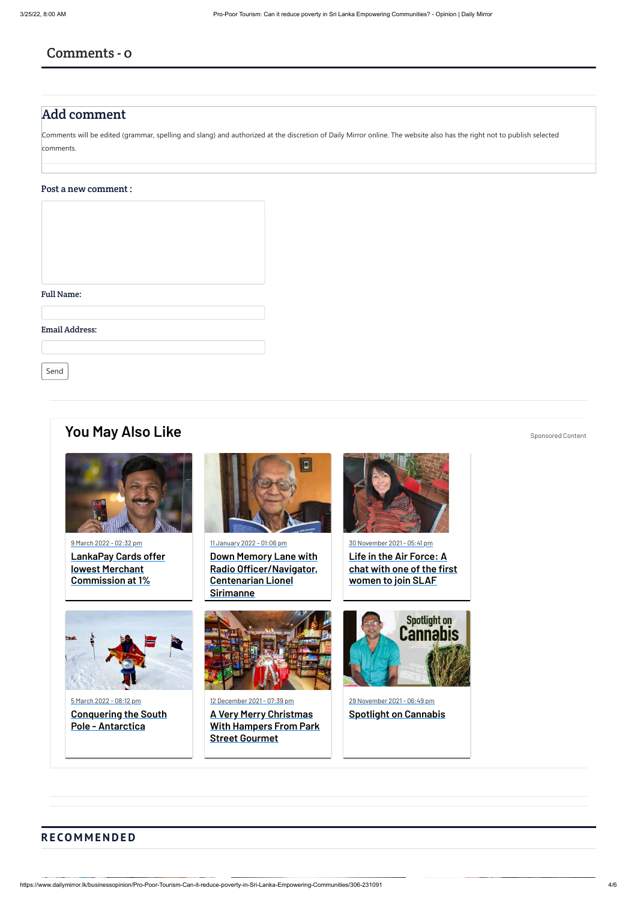## Comments - 0

## Add comment

Comments will be edited (grammar, spelling and slang) and authorized at the discretion of Daily Mirror online. The website also has the right not to publish selected comments.

Post a new comment :

Full Name:

Email Address:

Send

## You May Also Like

Sponsored Content

9 March 2022 - 02:32 pm
**LankaPay Cards offer lowest Merchant Commission at 1%**

11 January 2022 - 01:06 pm
**Down Memory Lane with Radio Officer/Navigator, Centenarian Lionel Sirimanne**

30 November 2021 - 05:41 pm
**Life in the Air Force: A chat with one of the first women to join SLAF**

5 March 2022 - 08:12 pm
**Conquering the South Pole - Antarctica**

12 December 2021 - 07:39 pm
**A Very Merry Christmas With Hampers From Park Street Gourmet**

29 November 2021 - 06:49 pm
**Spotlight on Cannabis**

## RECOMMENDED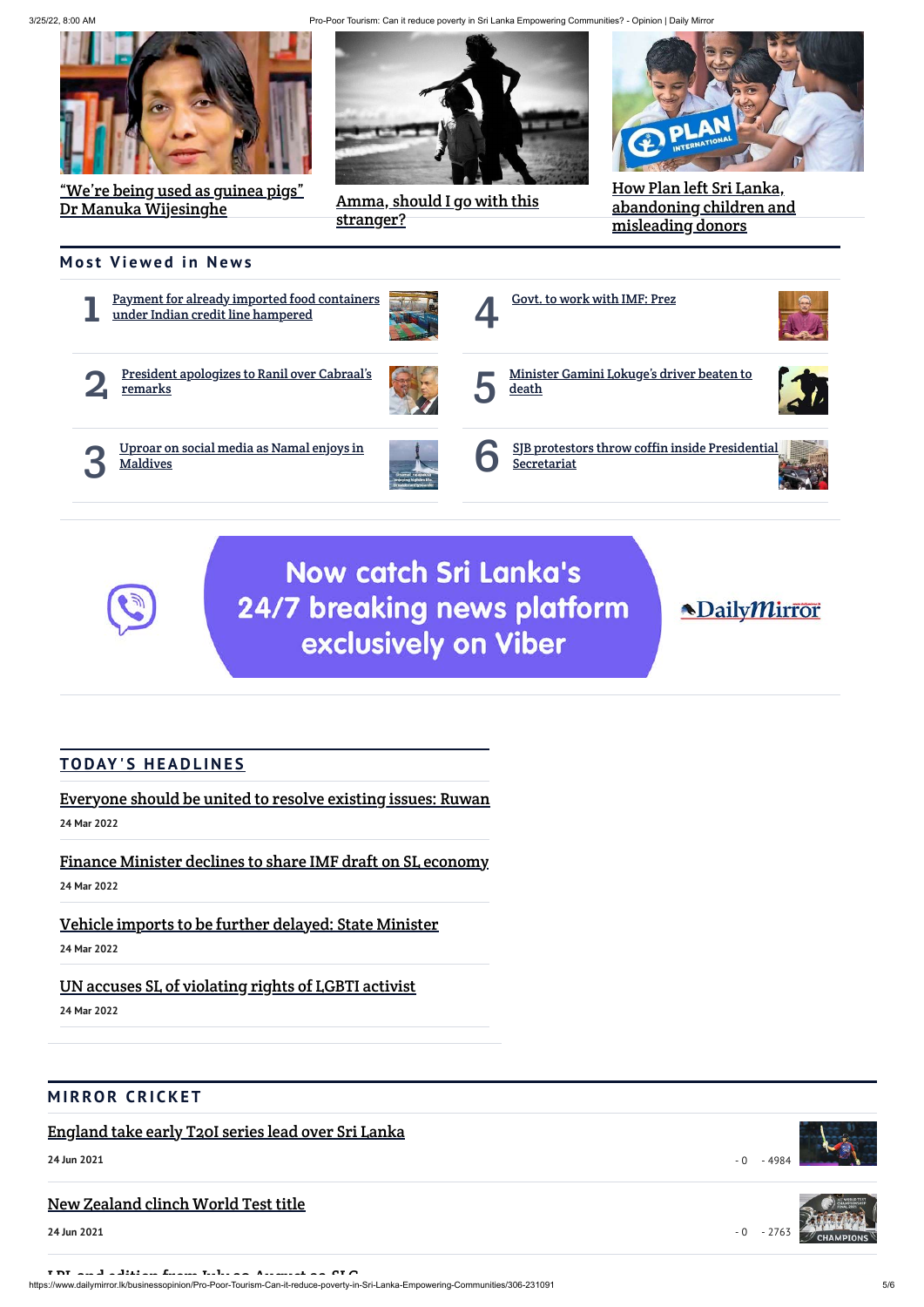"We're being used as guinea pigs" Dr Manuka Wijesinghe

Amma, should I go with this stranger?

How Plan left Sri Lanka, abandoning children and misleading donors

## Most Viewed in News

1. Payment for already imported food containers under Indian credit line hampered
2. President apologizes to Ranil over Cabraal's remarks
3. Uproar on social media as Namal enjoys in Maldives
4. Govt. to work with IMF: Prez
5. Minister Gamini Lokuge's driver beaten to death
6. SJB protestors throw coffin inside Presidential Secretariat

Now catch Sri Lanka's 24/7 breaking news platform exclusively on Viber

DailyMirror

## TODAY'S HEADLINES

Everyone should be united to resolve existing issues: Ruwan

24 Mar 2022

Finance Minister declines to share IMF draft on SL economy

24 Mar 2022

Vehicle imports to be further delayed: State Minister

24 Mar 2022

UN accuses SL of violating rights of LGBTI activist

24 Mar 2022

## MIRROR CRICKET

England take early T20I series lead over Sri Lanka

24 Jun 2021 - 0 - 4984

New Zealand clinch World Test title

24 Jun 2021 - 0 - 2763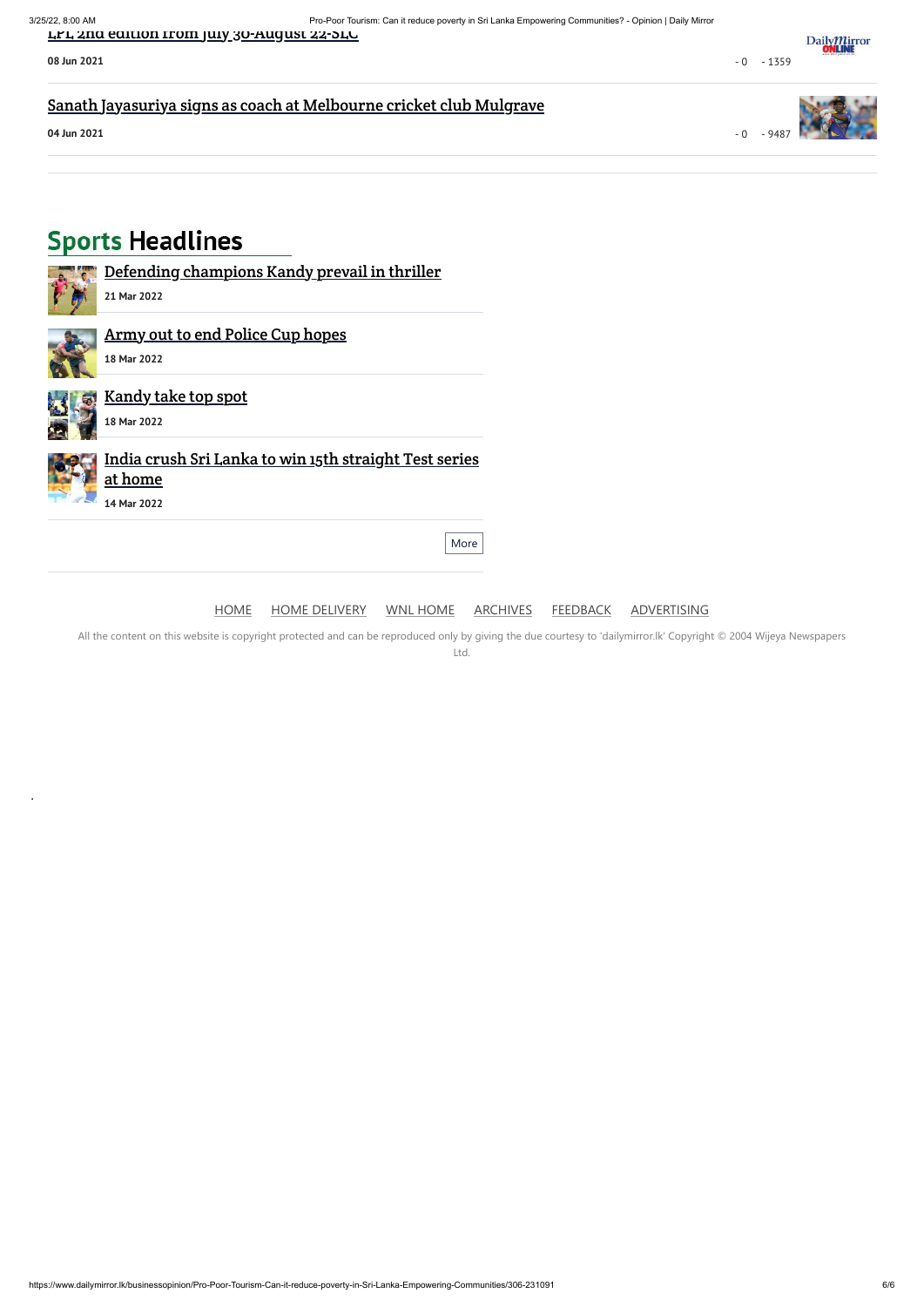LPL 2nd edition from July 30-August 22-SLC

08 Jun 2021

\- 0 - 1359

Sanath Jayasuriya signs as coach at Melbourne cricket club Mulgrave

04 Jun 2021

\- 0 - 9487

## Sports Headlines

Defending champions Kandy prevail in thriller

21 Mar 2022

Army out to end Police Cup hopes

18 Mar 2022

Kandy take top spot

18 Mar 2022

India crush Sri Lanka to win 15th straight Test series at home

14 Mar 2022

More

HOME HOME DELIVERY WNL HOME ARCHIVES FEEDBACK ADVERTISING

All the content on this website is copyright protected and can be reproduced only by giving the due courtesy to 'dailymirror.lk' Copyright © 2004 Wijeya Newspapers Ltd.